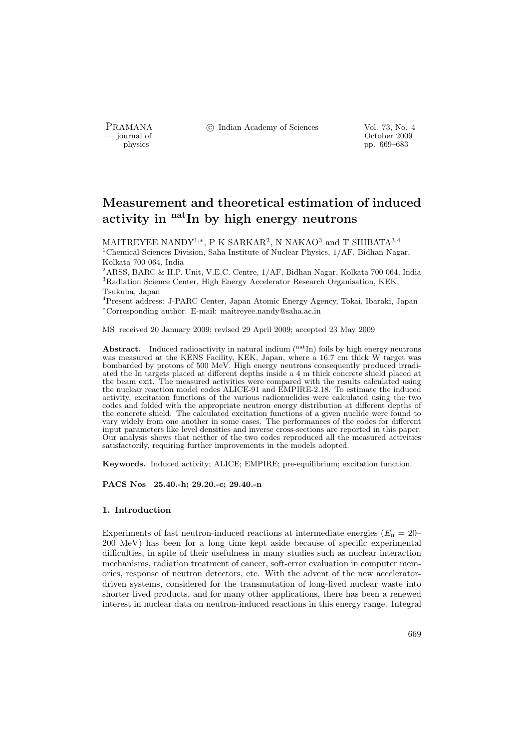# Measurement and theoretical estimation of induced activity in $^{\text{nat}}$In by high energy neutrons

MAITREYEE NANDY[1,*], P K SARKAR[2], N NAKAO[3] and T SHIBATA[3,4]

[1]Chemical Sciences Division, Saha Institute of Nuclear Physics, 1/AF, Bidhan Nagar, Kolkata 700 064, India

[2]ARSS, BARC & H.P. Unit, V.E.C. Centre, 1/AF, Bidhan Nagar, Kolkata 700 064, India

[3]Radiation Science Center, High Energy Accelerator Research Organisation, KEK, Tsukuba, Japan

[4]Present address: J-PARC Center, Japan Atomic Energy Agency, Tokai, Ibaraki, Japan

*Corresponding author. E-mail: maitreyee.nandy@saha.ac.in

MS received 20 January 2009; revised 29 April 2009; accepted 23 May 2009

**Abstract.** Induced radioactivity in natural indium ($^{\text{nat}}$In) foils by high energy neutrons was measured at the KENS Facility, KEK, Japan, where a 16.7 cm thick W target was bombarded by protons of 500 MeV. High energy neutrons consequently produced irradiated the In targets placed at different depths inside a 4 m thick concrete shield placed at the beam exit. The measured activities were compared with the results calculated using the nuclear reaction model codes ALICE-91 and EMPIRE-2.18. To estimate the induced activity, excitation functions of the various radionuclides were calculated using the two codes and folded with the appropriate neutron energy distribution at different depths of the concrete shield. The calculated excitation functions of a given nuclide were found to vary widely from one another in some cases. The performances of the codes for different input parameters like level densities and inverse cross-sections are reported in this paper. Our analysis shows that neither of the two codes reproduced all the measured activities satisfactorily, requiring further improvements in the models adopted.

**Keywords.** Induced activity; ALICE; EMPIRE; pre-equilibrium; excitation function.

**PACS Nos 25.40.-h; 29.20.-c; 29.40.-n**

## 1. Introduction

Experiments of fast neutron-induced reactions at intermediate energies ($E_{\text{n}}$ = 20–200 MeV) has been for a long time kept aside because of specific experimental difficulties, in spite of their usefulness in many studies such as nuclear interaction mechanisms, radiation treatment of cancer, soft-error evaluation in computer memories, response of neutron detectors, etc. With the advent of the new accelerator-driven systems, considered for the transmutation of long-lived nuclear waste into shorter lived products, and for many other applications, there has been a renewed interest in nuclear data on neutron-induced reactions in this energy range. Integral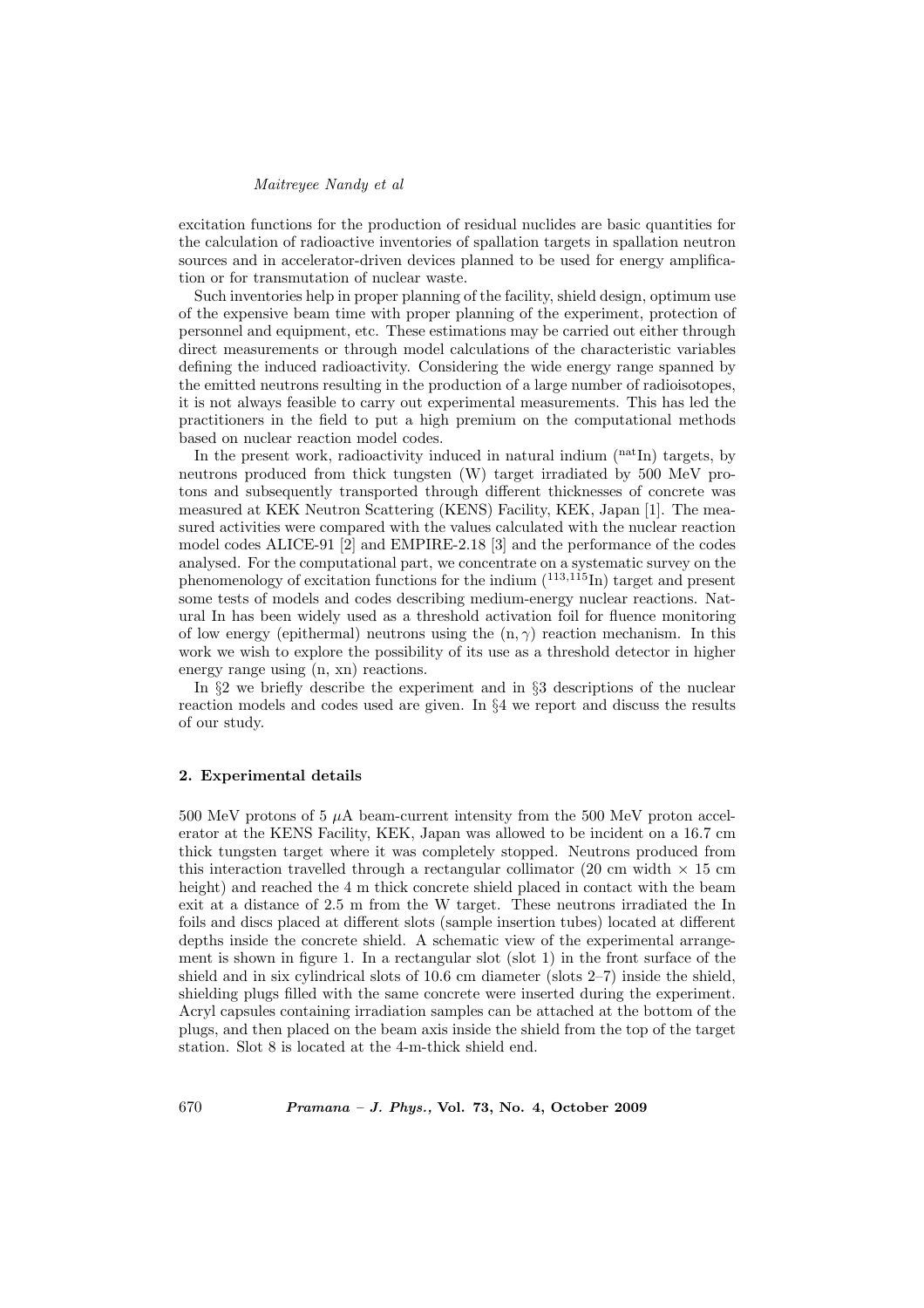excitation functions for the production of residual nuclides are basic quantities for the calculation of radioactive inventories of spallation targets in spallation neutron sources and in accelerator-driven devices planned to be used for energy amplification or for transmutation of nuclear waste.

Such inventories help in proper planning of the facility, shield design, optimum use of the expensive beam time with proper planning of the experiment, protection of personnel and equipment, etc. These estimations may be carried out either through direct measurements or through model calculations of the characteristic variables defining the induced radioactivity. Considering the wide energy range spanned by the emitted neutrons resulting in the production of a large number of radioisotopes, it is not always feasible to carry out experimental measurements. This has led the practitioners in the field to put a high premium on the computational methods based on nuclear reaction model codes.

In the present work, radioactivity induced in natural indium ($^{\mathrm{nat}}$In) targets, by neutrons produced from thick tungsten (W) target irradiated by 500 MeV protons and subsequently transported through different thicknesses of concrete was measured at KEK Neutron Scattering (KENS) Facility, KEK, Japan [1]. The measured activities were compared with the values calculated with the nuclear reaction model codes ALICE-91 [2] and EMPIRE-2.18 [3] and the performance of the codes analysed. For the computational part, we concentrate on a systematic survey on the phenomenology of excitation functions for the indium ($^{113,115}$In) target and present some tests of models and codes describing medium-energy nuclear reactions. Natural In has been widely used as a threshold activation foil for fluence monitoring of low energy (epithermal) neutrons using the $(n, \gamma)$ reaction mechanism. In this work we wish to explore the possibility of its use as a threshold detector in higher energy range using (n, xn) reactions.

In §2 we briefly describe the experiment and in §3 descriptions of the nuclear reaction models and codes used are given. In §4 we report and discuss the results of our study.

## 2. Experimental details

500 MeV protons of 5 $\mu$A beam-current intensity from the 500 MeV proton accelerator at the KENS Facility, KEK, Japan was allowed to be incident on a 16.7 cm thick tungsten target where it was completely stopped. Neutrons produced from this interaction travelled through a rectangular collimator (20 cm width $\times$ 15 cm height) and reached the 4 m thick concrete shield placed in contact with the beam exit at a distance of 2.5 m from the W target. These neutrons irradiated the In foils and discs placed at different slots (sample insertion tubes) located at different depths inside the concrete shield. A schematic view of the experimental arrangement is shown in figure 1. In a rectangular slot (slot 1) in the front surface of the shield and in six cylindrical slots of 10.6 cm diameter (slots 2–7) inside the shield, shielding plugs filled with the same concrete were inserted during the experiment. Acryl capsules containing irradiation samples can be attached at the bottom of the plugs, and then placed on the beam axis inside the shield from the top of the target station. Slot 8 is located at the 4-m-thick shield end.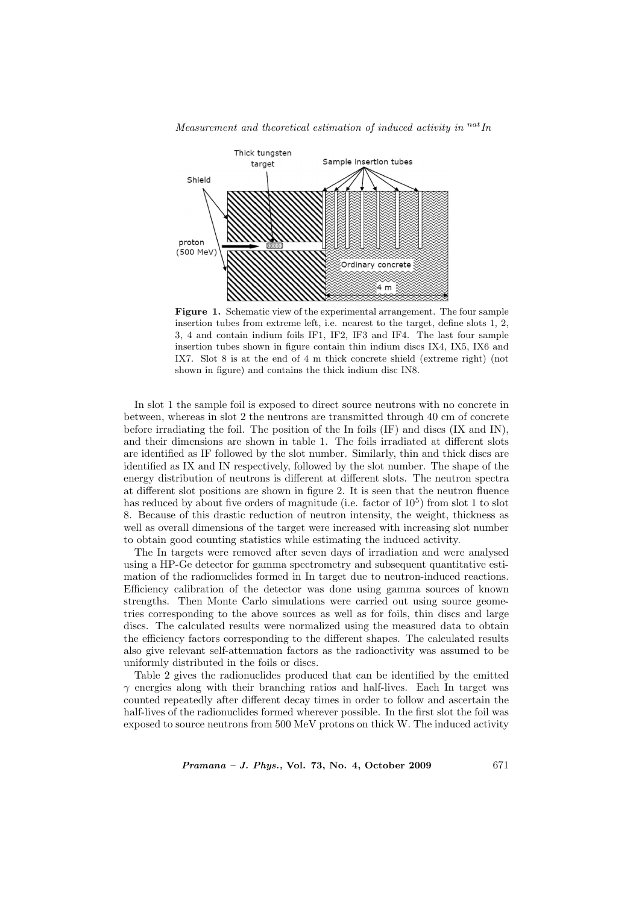**Figure 1.** Schematic view of the experimental arrangement. The four sample insertion tubes from extreme left, i.e. nearest to the target, define slots 1, 2, 3, 4 and contain indium foils IF1, IF2, IF3 and IF4. The last four sample insertion tubes shown in figure contain thin indium discs IX4, IX5, IX6 and IX7. Slot 8 is at the end of 4 m thick concrete shield (extreme right) (not shown in figure) and contains the thick indium disc IN8.

In slot 1 the sample foil is exposed to direct source neutrons with no concrete in between, whereas in slot 2 the neutrons are transmitted through 40 cm of concrete before irradiating the foil. The position of the In foils (IF) and discs (IX and IN), and their dimensions are shown in table 1. The foils irradiated at different slots are identified as IF followed by the slot number. Similarly, thin and thick discs are identified as IX and IN respectively, followed by the slot number. The shape of the energy distribution of neutrons is different at different slots. The neutron spectra at different slot positions are shown in figure 2. It is seen that the neutron fluence has reduced by about five orders of magnitude (i.e. factor of $10^5$) from slot 1 to slot 8. Because of this drastic reduction of neutron intensity, the weight, thickness as well as overall dimensions of the target were increased with increasing slot number to obtain good counting statistics while estimating the induced activity.

The In targets were removed after seven days of irradiation and were analysed using a HP-Ge detector for gamma spectrometry and subsequent quantitative estimation of the radionuclides formed in In target due to neutron-induced reactions. Efficiency calibration of the detector was done using gamma sources of known strengths. Then Monte Carlo simulations were carried out using source geometries corresponding to the above sources as well as for foils, thin discs and large discs. The calculated results were normalized using the measured data to obtain the efficiency factors corresponding to the different shapes. The calculated results also give relevant self-attenuation factors as the radioactivity was assumed to be uniformly distributed in the foils or discs.

Table 2 gives the radionuclides produced that can be identified by the emitted $\gamma$ energies along with their branching ratios and half-lives. Each In target was counted repeatedly after different decay times in order to follow and ascertain the half-lives of the radionuclides formed wherever possible. In the first slot the foil was exposed to source neutrons from 500 MeV protons on thick W. The induced activity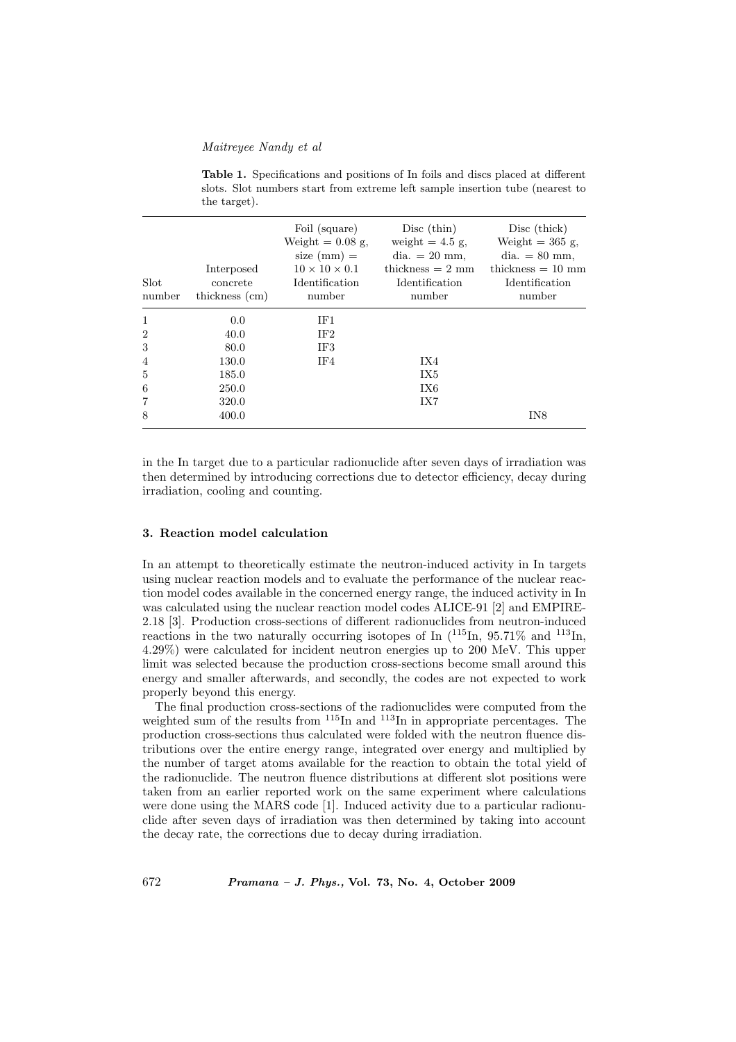**Table 1.** Specifications and positions of In foils and discs placed at different slots. Slot numbers start from extreme left sample insertion tube (nearest to the target).

| Slot number | Interposed concrete thickness (cm) | Foil (square) Weight = 0.08 g, size (mm) = $10 \times 10 \times 0.1$ Identification number | Disc (thin) weight = 4.5 g, dia. = 20 mm, thickness = 2 mm Identification number | Disc (thick) Weight = 365 g, dia. = 80 mm, thickness = 10 mm Identification number |
|---|---|---|---|---|
| 1 | 0.0 | IF1 | | |
| 2 | 40.0 | IF2 | | |
| 3 | 80.0 | IF3 | | |
| 4 | 130.0 | IF4 | IX4 | |
| 5 | 185.0 | | IX5 | |
| 6 | 250.0 | | IX6 | |
| 7 | 320.0 | | IX7 | |
| 8 | 400.0 | | | IN8 |

in the In target due to a particular radionuclide after seven days of irradiation was then determined by introducing corrections due to detector efficiency, decay during irradiation, cooling and counting.

## 3. Reaction model calculation

In an attempt to theoretically estimate the neutron-induced activity in In targets using nuclear reaction models and to evaluate the performance of the nuclear reaction model codes available in the concerned energy range, the induced activity in In was calculated using the nuclear reaction model codes ALICE-91 [2] and EMPIRE-2.18 [3]. Production cross-sections of different radionuclides from neutron-induced reactions in the two naturally occurring isotopes of In ($^{115}$In, 95.71% and $^{113}$In, 4.29%) were calculated for incident neutron energies up to 200 MeV. This upper limit was selected because the production cross-sections become small around this energy and smaller afterwards, and secondly, the codes are not expected to work properly beyond this energy.

The final production cross-sections of the radionuclides were computed from the weighted sum of the results from $^{115}$In and $^{113}$In in appropriate percentages. The production cross-sections thus calculated were folded with the neutron fluence distributions over the entire energy range, integrated over energy and multiplied by the number of target atoms available for the reaction to obtain the total yield of the radionuclide. The neutron fluence distributions at different slot positions were taken from an earlier reported work on the same experiment where calculations were done using the MARS code [1]. Induced activity due to a particular radionuclide after seven days of irradiation was then determined by taking into account the decay rate, the corrections due to decay during irradiation.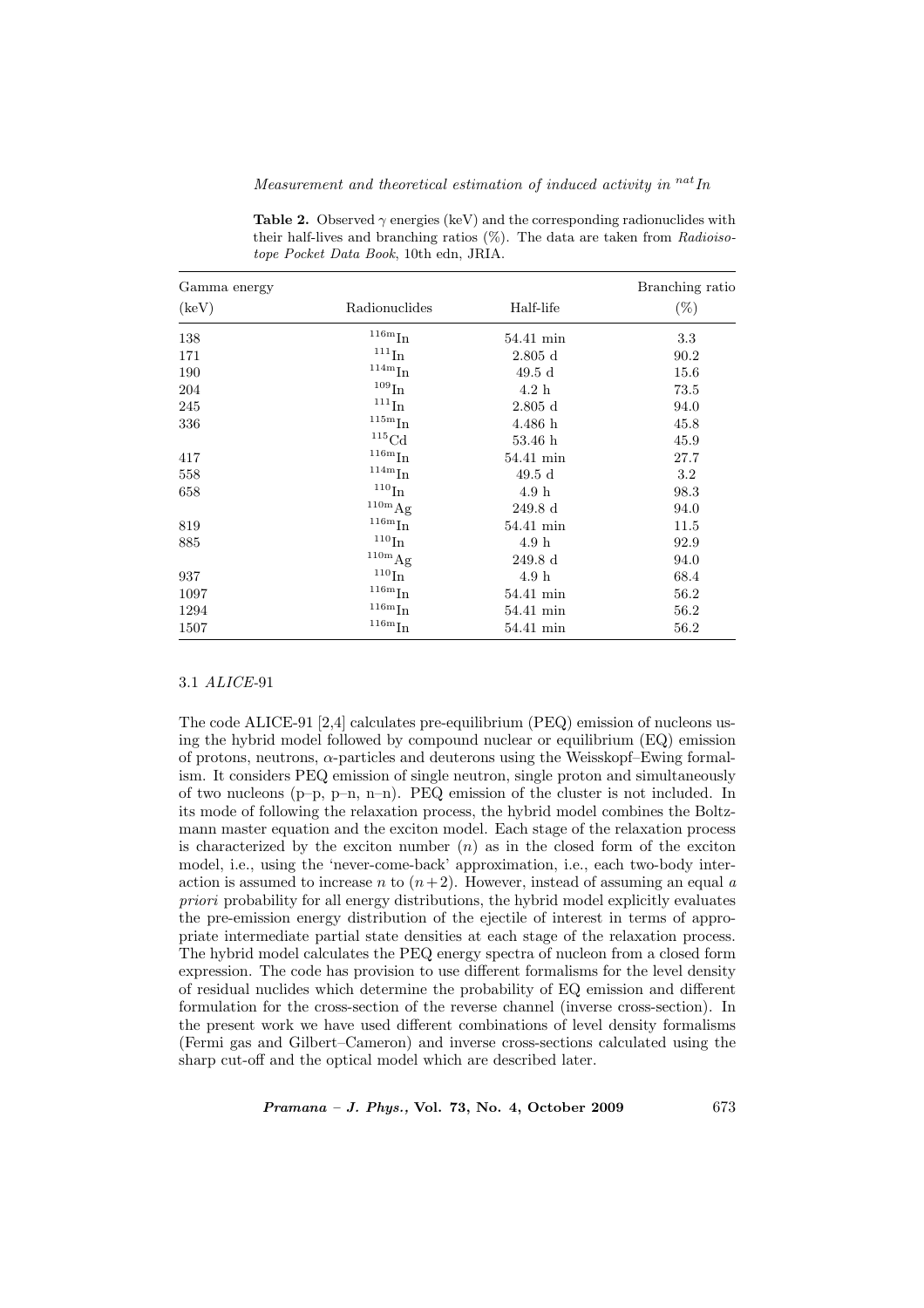**Table 2.** Observed $\gamma$ energies (keV) and the corresponding radionuclides with their half-lives and branching ratios (%). The data are taken from *Radioisotope Pocket Data Book*, 10th edn, JRIA.

| Gamma energy (keV) | Radionuclides | Half-life | Branching ratio (%) |
|---|---|---|---|
| 138 | $^{116m}$In | 54.41 min | 3.3 |
| 171 | $^{111}$In | 2.805 d | 90.2 |
| 190 | $^{114m}$In | 49.5 d | 15.6 |
| 204 | $^{109}$In | 4.2 h | 73.5 |
| 245 | $^{111}$In | 2.805 d | 94.0 |
| 336 | $^{115m}$In | 4.486 h | 45.8 |
| | $^{115}$Cd | 53.46 h | 45.9 |
| 417 | $^{116m}$In | 54.41 min | 27.7 |
| 558 | $^{114m}$In | 49.5 d | 3.2 |
| 658 | $^{110}$In | 4.9 h | 98.3 |
| | $^{110m}$Ag | 249.8 d | 94.0 |
| 819 | $^{116m}$In | 54.41 min | 11.5 |
| 885 | $^{110}$In | 4.9 h | 92.9 |
| | $^{110m}$Ag | 249.8 d | 94.0 |
| 937 | $^{110}$In | 4.9 h | 68.4 |
| 1097 | $^{116m}$In | 54.41 min | 56.2 |
| 1294 | $^{116m}$In | 54.41 min | 56.2 |
| 1507 | $^{116m}$In | 54.41 min | 56.2 |

### 3.1 *ALICE*-91

The code ALICE-91 [2,4] calculates pre-equilibrium (PEQ) emission of nucleons using the hybrid model followed by compound nuclear or equilibrium (EQ) emission of protons, neutrons, $\alpha$-particles and deuterons using the Weisskopf–Ewing formalism. It considers PEQ emission of single neutron, single proton and simultaneously of two nucleons (p–p, p–n, n–n). PEQ emission of the cluster is not included. In its mode of following the relaxation process, the hybrid model combines the Boltzmann master equation and the exciton model. Each stage of the relaxation process is characterized by the exciton number ($n$) as in the closed form of the exciton model, i.e., using the 'never-come-back' approximation, i.e., each two-body interaction is assumed to increase $n$ to $(n+2)$. However, instead of assuming an equal *a priori* probability for all energy distributions, the hybrid model explicitly evaluates the pre-emission energy distribution of the ejectile of interest in terms of appropriate intermediate partial state densities at each stage of the relaxation process. The hybrid model calculates the PEQ energy spectra of nucleon from a closed form expression. The code has provision to use different formalisms for the level density of residual nuclides which determine the probability of EQ emission and different formulation for the cross-section of the reverse channel (inverse cross-section). In the present work we have used different combinations of level density formalisms (Fermi gas and Gilbert–Cameron) and inverse cross-sections calculated using the sharp cut-off and the optical model which are described later.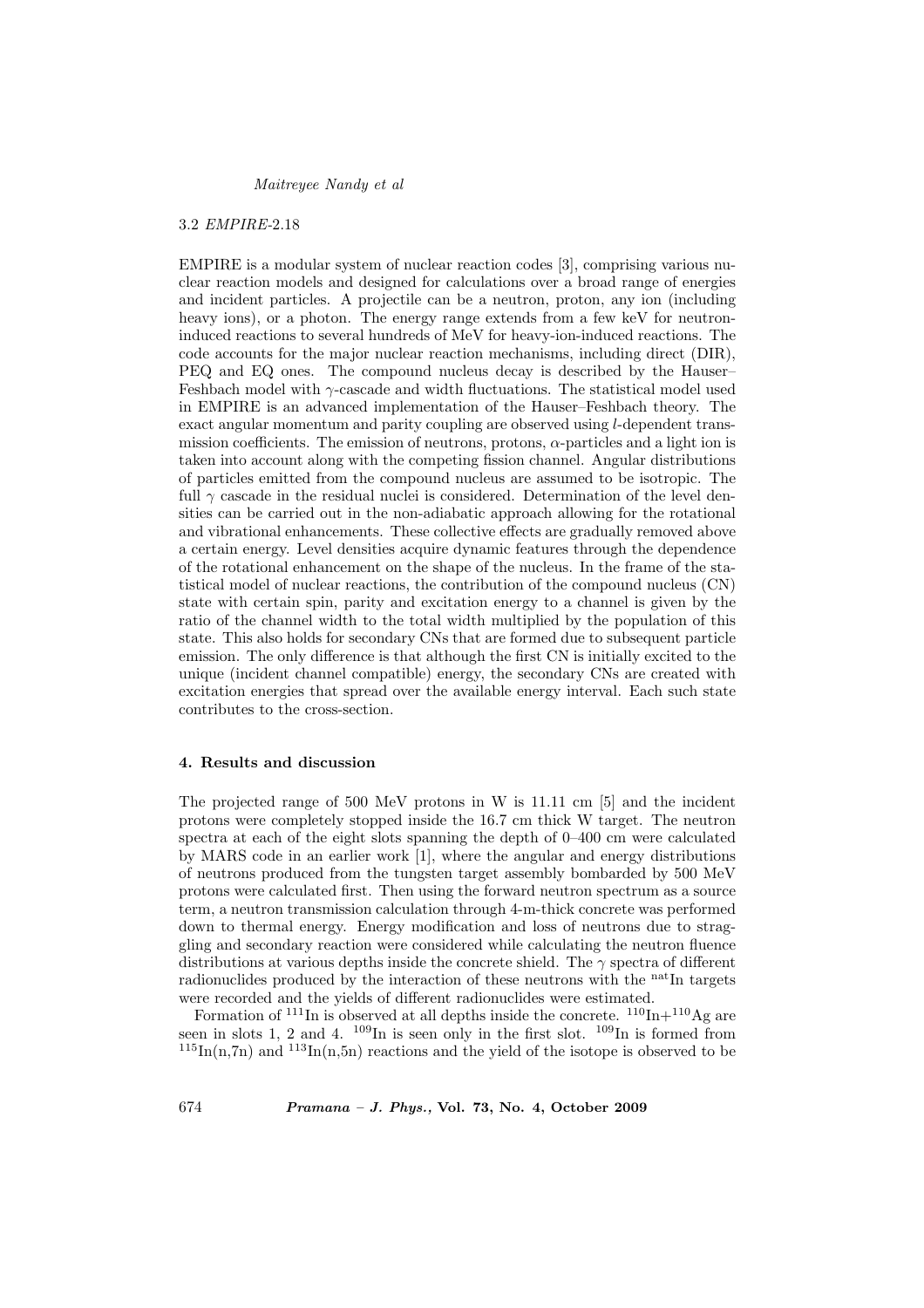### 3.2 *EMPIRE*-2.18

EMPIRE is a modular system of nuclear reaction codes [3], comprising various nuclear reaction models and designed for calculations over a broad range of energies and incident particles. A projectile can be a neutron, proton, any ion (including heavy ions), or a photon. The energy range extends from a few keV for neutron-induced reactions to several hundreds of MeV for heavy-ion-induced reactions. The code accounts for the major nuclear reaction mechanisms, including direct (DIR), PEQ and EQ ones. The compound nucleus decay is described by the Hauser–Feshbach model with $\gamma$-cascade and width fluctuations. The statistical model used in EMPIRE is an advanced implementation of the Hauser–Feshbach theory. The exact angular momentum and parity coupling are observed using $l$-dependent transmission coefficients. The emission of neutrons, protons, $\alpha$-particles and a light ion is taken into account along with the competing fission channel. Angular distributions of particles emitted from the compound nucleus are assumed to be isotropic. The full $\gamma$ cascade in the residual nuclei is considered. Determination of the level densities can be carried out in the non-adiabatic approach allowing for the rotational and vibrational enhancements. These collective effects are gradually removed above a certain energy. Level densities acquire dynamic features through the dependence of the rotational enhancement on the shape of the nucleus. In the frame of the statistical model of nuclear reactions, the contribution of the compound nucleus (CN) state with certain spin, parity and excitation energy to a channel is given by the ratio of the channel width to the total width multiplied by the population of this state. This also holds for secondary CNs that are formed due to subsequent particle emission. The only difference is that although the first CN is initially excited to the unique (incident channel compatible) energy, the secondary CNs are created with excitation energies that spread over the available energy interval. Each such state contributes to the cross-section.

## 4. Results and discussion

The projected range of 500 MeV protons in W is 11.11 cm [5] and the incident protons were completely stopped inside the 16.7 cm thick W target. The neutron spectra at each of the eight slots spanning the depth of 0–400 cm were calculated by MARS code in an earlier work [1], where the angular and energy distributions of neutrons produced from the tungsten target assembly bombarded by 500 MeV protons were calculated first. Then using the forward neutron spectrum as a source term, a neutron transmission calculation through 4-m-thick concrete was performed down to thermal energy. Energy modification and loss of neutrons due to straggling and secondary reaction were considered while calculating the neutron fluence distributions at various depths inside the concrete shield. The $\gamma$ spectra of different radionuclides produced by the interaction of these neutrons with the $^{\text{nat}}$In targets were recorded and the yields of different radionuclides were estimated.

Formation of $^{111}$In is observed at all depths inside the concrete. $^{110}$In+$^{110}$Ag are seen in slots 1, 2 and 4. $^{109}$In is seen only in the first slot. $^{109}$In is formed from $^{115}$In(n,7n) and $^{113}$In(n,5n) reactions and the yield of the isotope is observed to be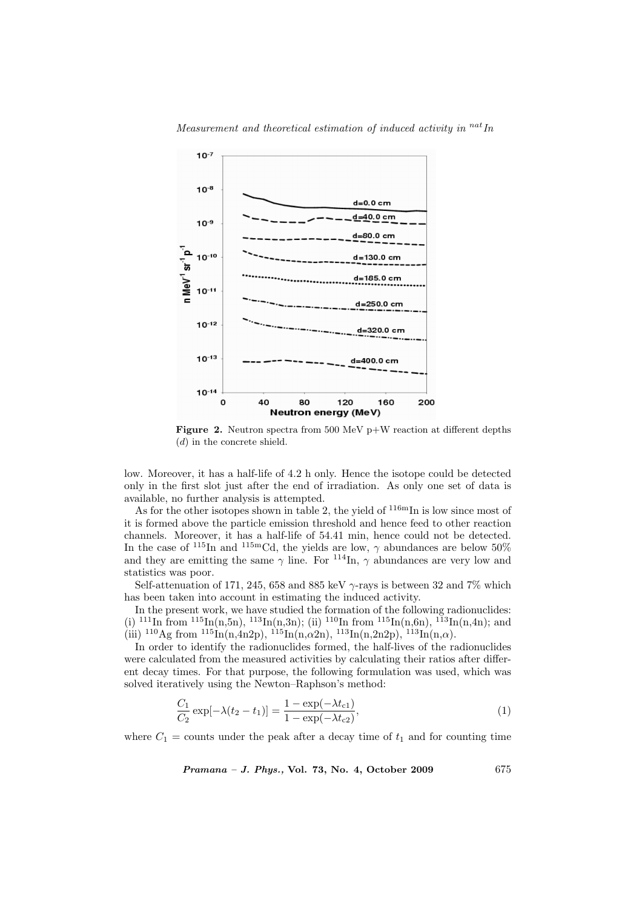**Figure 2.** Neutron spectra from 500 MeV p+W reaction at different depths ($d$) in the concrete shield.

low. Moreover, it has a half-life of 4.2 h only. Hence the isotope could be detected only in the first slot just after the end of irradiation. As only one set of data is available, no further analysis is attempted.

As for the other isotopes shown in table 2, the yield of $^{116m}$In is low since most of it is formed above the particle emission threshold and hence feed to other reaction channels. Moreover, it has a half-life of 54.41 min, hence could not be detected. In the case of $^{115}$In and $^{115m}$Cd, the yields are low, $\gamma$ abundances are below 50% and they are emitting the same $\gamma$ line. For $^{114}$In, $\gamma$ abundances are very low and statistics was poor.

Self-attenuation of 171, 245, 658 and 885 keV $\gamma$-rays is between 32 and 7% which has been taken into account in estimating the induced activity.

In the present work, we have studied the formation of the following radionuclides: (i) $^{111}$In from $^{115}$In(n,5n), $^{113}$In(n,3n); (ii) $^{110}$In from $^{115}$In(n,6n), $^{113}$In(n,4n); and (iii) $^{110}$Ag from $^{115}$In(n,4n2p), $^{115}$In(n,$\alpha$2n), $^{113}$In(n,2n2p), $^{113}$In(n,$\alpha$).

In order to identify the radionuclides formed, the half-lives of the radionuclides were calculated from the measured activities by calculating their ratios after different decay times. For that purpose, the following formulation was used, which was solved iteratively using the Newton–Raphson's method:

$$\frac{C_1}{C_2}\exp[-\lambda(t_2-t_1)] = \frac{1-\exp(-\lambda t_{c1})}{1-\exp(-\lambda t_{c2})}, \tag{1}$$

where $C_1$ = counts under the peak after a decay time of $t_1$ and for counting time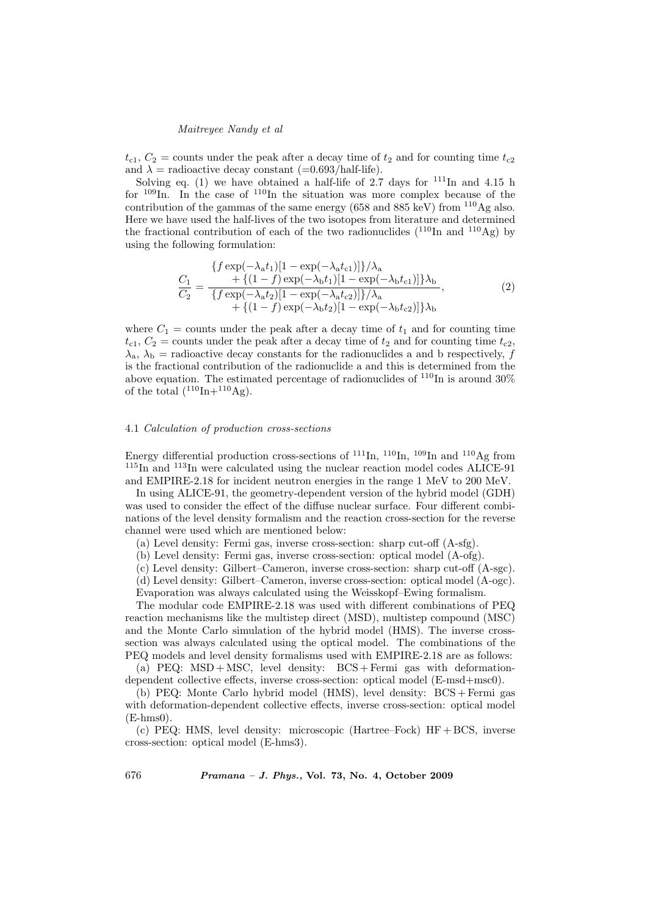$t_{c1}$, $C_2$ = counts under the peak after a decay time of $t_2$ and for counting time $t_{c2}$ and $\lambda$ = radioactive decay constant (=0.693/half-life).

Solving eq. (1) we have obtained a half-life of 2.7 days for $^{111}$In and 4.15 h for $^{109}$In. In the case of $^{110}$In the situation was more complex because of the contribution of the gammas of the same energy (658 and 885 keV) from $^{110}$Ag also. Here we have used the half-lives of the two isotopes from literature and determined the fractional contribution of each of the two radionuclides ($^{110}$In and $^{110}$Ag) by using the following formulation:

$$\frac{C_1}{C_2} = \frac{\{f \exp(-\lambda_a t_1)[1-\exp(-\lambda_a t_{c1})]\}/\lambda_a + \{(1-f)\exp(-\lambda_b t_1)[1-\exp(-\lambda_b t_{c1})]\}\lambda_b}{\{f \exp(-\lambda_a t_2)[1-\exp(-\lambda_a t_{c2})]\}/\lambda_a + \{(1-f)\exp(-\lambda_b t_2)[1-\exp(-\lambda_b t_{c2})]\}\lambda_b}, \tag{2}$$

where $C_1$ = counts under the peak after a decay time of $t_1$ and for counting time $t_{c1}$, $C_2$ = counts under the peak after a decay time of $t_2$ and for counting time $t_{c2}$, $\lambda_a$, $\lambda_b$ = radioactive decay constants for the radionuclides a and b respectively, $f$ is the fractional contribution of the radionuclide a and this is determined from the above equation. The estimated percentage of radionuclides of $^{110}$In is around 30% of the total ($^{110}$In+$^{110}$Ag).

### 4.1 *Calculation of production cross-sections*

Energy differential production cross-sections of $^{111}$In, $^{110}$In, $^{109}$In and $^{110}$Ag from $^{115}$In and $^{113}$In were calculated using the nuclear reaction model codes ALICE-91 and EMPIRE-2.18 for incident neutron energies in the range 1 MeV to 200 MeV.

In using ALICE-91, the geometry-dependent version of the hybrid model (GDH) was used to consider the effect of the diffuse nuclear surface. Four different combinations of the level density formalism and the reaction cross-section for the reverse channel were used which are mentioned below:

(a) Level density: Fermi gas, inverse cross-section: sharp cut-off (A-sfg).

(b) Level density: Fermi gas, inverse cross-section: optical model (A-ofg).

(c) Level density: Gilbert–Cameron, inverse cross-section: sharp cut-off (A-sgc).

(d) Level density: Gilbert–Cameron, inverse cross-section: optical model (A-ogc).

Evaporation was always calculated using the Weisskopf–Ewing formalism.

The modular code EMPIRE-2.18 was used with different combinations of PEQ reaction mechanisms like the multistep direct (MSD), multistep compound (MSC) and the Monte Carlo simulation of the hybrid model (HMS). The inverse cross-section was always calculated using the optical model. The combinations of the PEQ models and level density formalisms used with EMPIRE-2.18 are as follows:

(a) PEQ: MSD + MSC, level density: BCS + Fermi gas with deformation-dependent collective effects, inverse cross-section: optical model (E-msd+msc0).

(b) PEQ: Monte Carlo hybrid model (HMS), level density: BCS + Fermi gas with deformation-dependent collective effects, inverse cross-section: optical model (E-hms0).

(c) PEQ: HMS, level density: microscopic (Hartree–Fock) HF + BCS, inverse cross-section: optical model (E-hms3).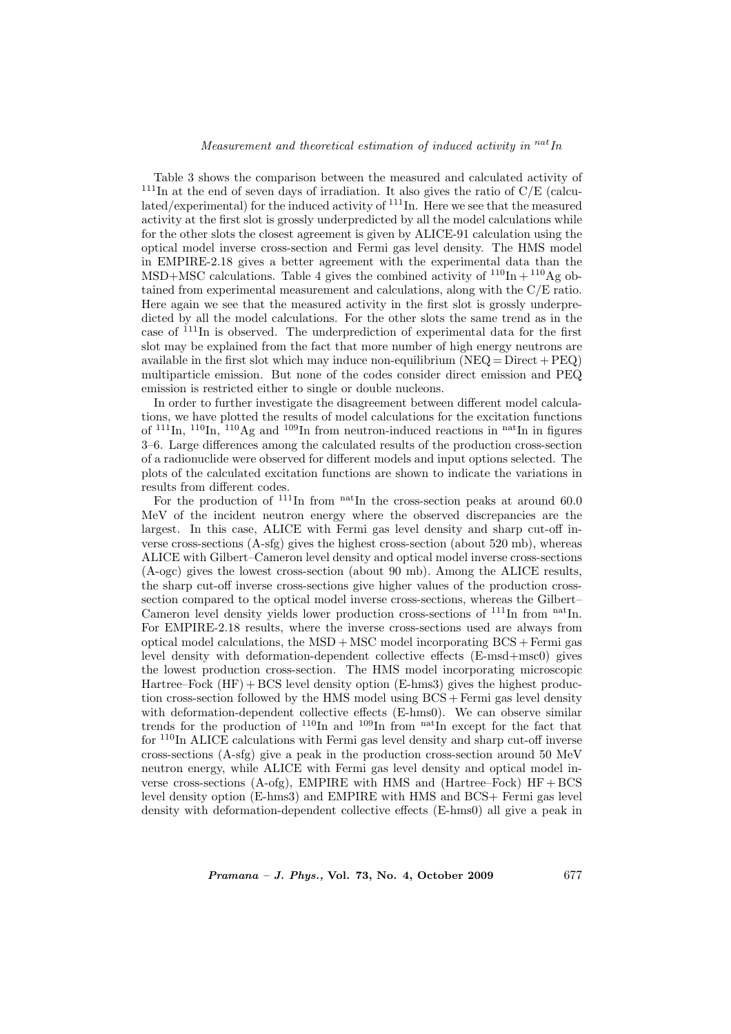Table 3 shows the comparison between the measured and calculated activity of $^{111}$In at the end of seven days of irradiation. It also gives the ratio of C/E (calculated/experimental) for the induced activity of $^{111}$In. Here we see that the measured activity at the first slot is grossly underpredicted by all the model calculations while for the other slots the closest agreement is given by ALICE-91 calculation using the optical model inverse cross-section and Fermi gas level density. The HMS model in EMPIRE-2.18 gives a better agreement with the experimental data than the MSD+MSC calculations. Table 4 gives the combined activity of $^{110}\text{In} + {}^{110}\text{Ag}$ obtained from experimental measurement and calculations, along with the C/E ratio. Here again we see that the measured activity in the first slot is grossly underpredicted by all the model calculations. For the other slots the same trend as in the case of $^{111}$In is observed. The underprediction of experimental data for the first slot may be explained from the fact that more number of high energy neutrons are available in the first slot which may induce non-equilibrium (NEQ = Direct + PEQ) multiparticle emission. But none of the codes consider direct emission and PEQ emission is restricted either to single or double nucleons.

In order to further investigate the disagreement between different model calculations, we have plotted the results of model calculations for the excitation functions of $^{111}$In, $^{110}$In, $^{110}$Ag and $^{109}$In from neutron-induced reactions in $^{\text{nat}}$In in figures 3–6. Large differences among the calculated results of the production cross-section of a radionuclide were observed for different models and input options selected. The plots of the calculated excitation functions are shown to indicate the variations in results from different codes.

For the production of $^{111}$In from $^{\text{nat}}$In the cross-section peaks at around 60.0 MeV of the incident neutron energy where the observed discrepancies are the largest. In this case, ALICE with Fermi gas level density and sharp cut-off inverse cross-sections (A-sfg) gives the highest cross-section (about 520 mb), whereas ALICE with Gilbert–Cameron level density and optical model inverse cross-sections (A-ogc) gives the lowest cross-section (about 90 mb). Among the ALICE results, the sharp cut-off inverse cross-sections give higher values of the production cross-section compared to the optical model inverse cross-sections, whereas the Gilbert–Cameron level density yields lower production cross-sections of $^{111}$In from $^{\text{nat}}$In. For EMPIRE-2.18 results, where the inverse cross-sections used are always from optical model calculations, the MSD + MSC model incorporating BCS + Fermi gas level density with deformation-dependent collective effects (E-msd+msc0) gives the lowest production cross-section. The HMS model incorporating microscopic Hartree–Fock (HF) + BCS level density option (E-hms3) gives the highest production cross-section followed by the HMS model using BCS + Fermi gas level density with deformation-dependent collective effects (E-hms0). We can observe similar trends for the production of $^{110}$In and $^{109}$In from $^{\text{nat}}$In except for the fact that for $^{110}$In ALICE calculations with Fermi gas level density and sharp cut-off inverse cross-sections (A-sfg) give a peak in the production cross-section around 50 MeV neutron energy, while ALICE with Fermi gas level density and optical model inverse cross-sections (A-ofg), EMPIRE with HMS and (Hartree–Fock) HF + BCS level density option (E-hms3) and EMPIRE with HMS and BCS+ Fermi gas level density with deformation-dependent collective effects (E-hms0) all give a peak in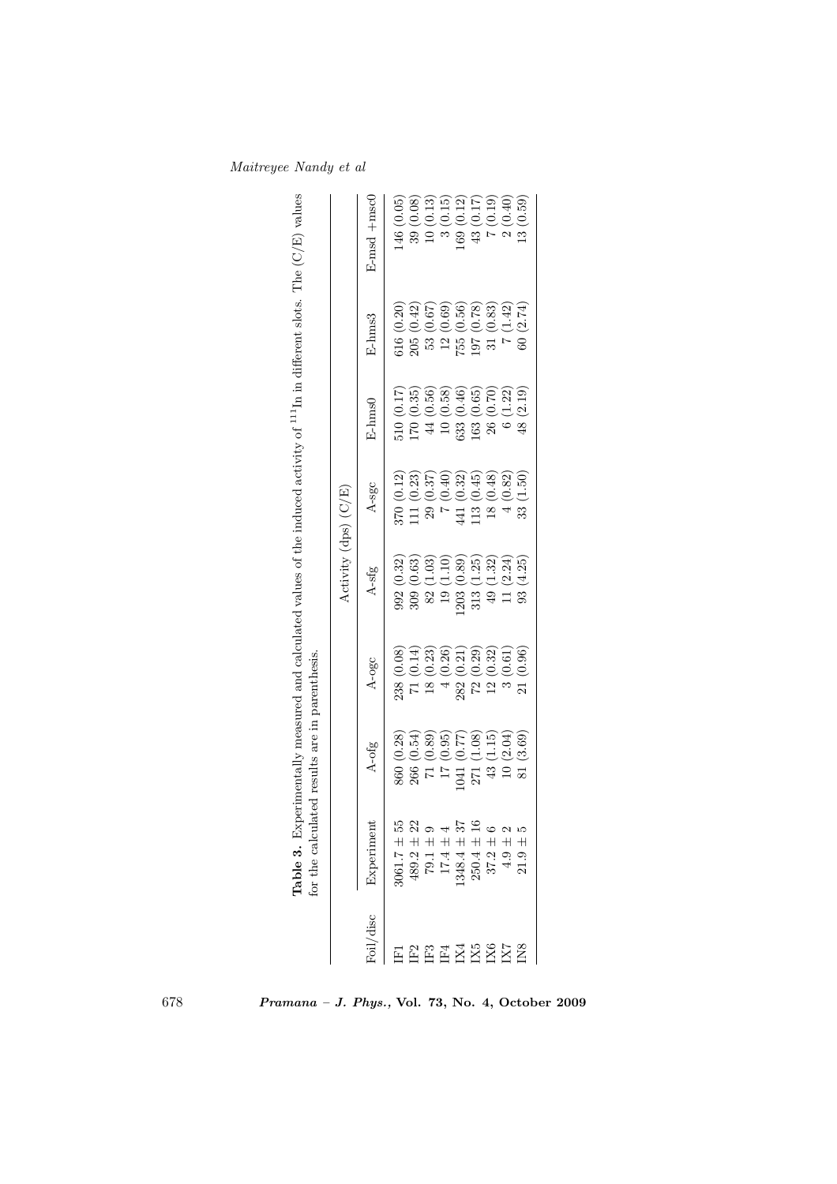**Table 3.** Experimentally measured and calculated values of the induced activity of $^{111}$In in different slots. The (C/E) values for the calculated results are in parenthesis.

| Foil/disc | Activity (dps) (C/E) | | | | | | | |
|---|---|---|---|---|---|---|---|---|
| | Experiment | A-ofg | A-ogc | A-sfg | A-sgc | E-hms0 | E-hms3 | E-msd +msc0 |
| IF1 | $3061.7 \pm 55$ | 860 (0.28) | 238 (0.08) | 992 (0.32) | 370 (0.12) | 510 (0.17) | 616 (0.20) | 146 (0.05) |
| IF2 | $489.2 \pm 22$ | 266 (0.54) | 71 (0.14) | 309 (0.63) | 111 (0.23) | 170 (0.35) | 205 (0.42) | 39 (0.08) |
| IF3 | $79.1 \pm 9$ | 71 (0.89) | 18 (0.23) | 82 (1.03) | 29 (0.37) | 44 (0.56) | 53 (0.67) | 10 (0.13) |
| IF4 | $17.4 \pm 4$ | 17 (0.95) | 4 (0.26) | 19 (1.10) | 7 (0.40) | 10 (0.58) | 12 (0.69) | 3 (0.15) |
| IX4 | $1348.4 \pm 37$ | 1041 (0.77) | 282 (0.21) | 1203 (0.89) | 441 (0.32) | 633 (0.46) | 755 (0.56) | 169 (0.12) |
| IX5 | $250.4 \pm 16$ | 271 (1.08) | 72 (0.29) | 313 (1.25) | 113 (0.45) | 163 (0.65) | 197 (0.78) | 43 (0.17) |
| IX6 | $37.2 \pm 6$ | 43 (1.15) | 12 (0.32) | 49 (1.32) | 18 (0.48) | 26 (0.70) | 31 (0.83) | 7 (0.19) |
| IX7 | $4.9 \pm 2$ | 10 (2.04) | 3 (0.61) | 11 (2.24) | 4 (0.82) | 6 (1.22) | 7 (1.42) | 2 (0.40) |
| IN8 | $21.9 \pm 5$ | 81 (3.69) | 21 (0.96) | 93 (4.25) | 33 (1.50) | 48 (2.19) | 60 (2.74) | 13 (0.59) |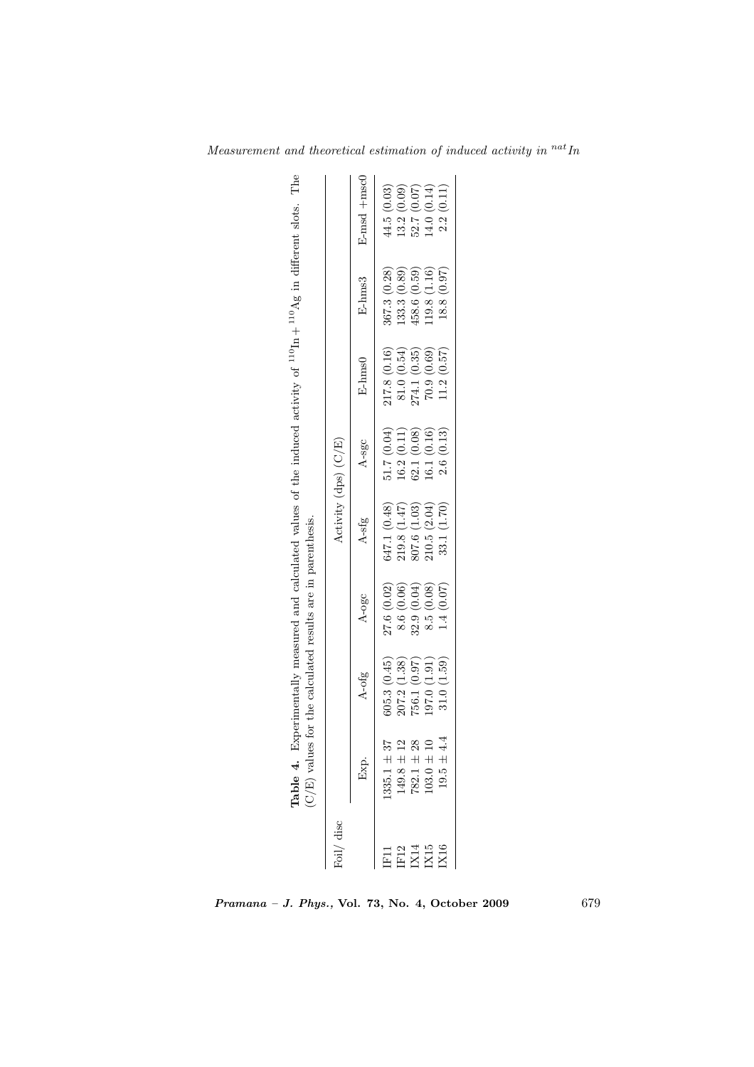**Table 4.** Experimentally measured and calculated values of the induced activity of $^{110}In + ^{110}Ag$ in different slots. The (C/E) values for the calculated results are in parenthesis.

| Foil/ disc | Activity (dps) (C/E) | | | | | | | |
|---|---|---|---|---|---|---|---|---|
| | Exp. | A-ofg | A-ogc | A-sfg | A-sgc | E-lms0 | E-lms3 | E-msd +msc0 |
| IF11 | 1335.1 ± 37 | 605.3 (0.45) | 27.6 (0.02) | 647.1 (0.48) | 51.7 (0.04) | 217.8 (0.16) | 367.3 (0.28) | 44.5 (0.03) |
| IF12 | 149.8 ± 12 | 207.2 (1.38) | 8.6 (0.06) | 219.8 (1.47) | 16.2 (0.11) | 81.0 (0.54) | 133.3 (0.89) | 13.2 (0.09) |
| IX14 | 782.1 ± 28 | 756.1 (0.97) | 32.9 (0.04) | 807.6 (1.03) | 62.1 (0.08) | 274.1 (0.35) | 458.6 (0.59) | 52.7 (0.07) |
| IX15 | 103.0 ± 10 | 197.0 (1.91) | 8.5 (0.08) | 210.5 (2.04) | 16.1 (0.16) | 70.9 (0.69) | 119.8 (1.16) | 14.0 (0.14) |
| IX16 | 19.5 ± 4.4 | 31.0 (1.59) | 1.4 (0.07) | 33.1 (1.70) | 2.6 (0.13) | 11.2 (0.57) | 18.8 (0.97) | 2.2 (0.11) |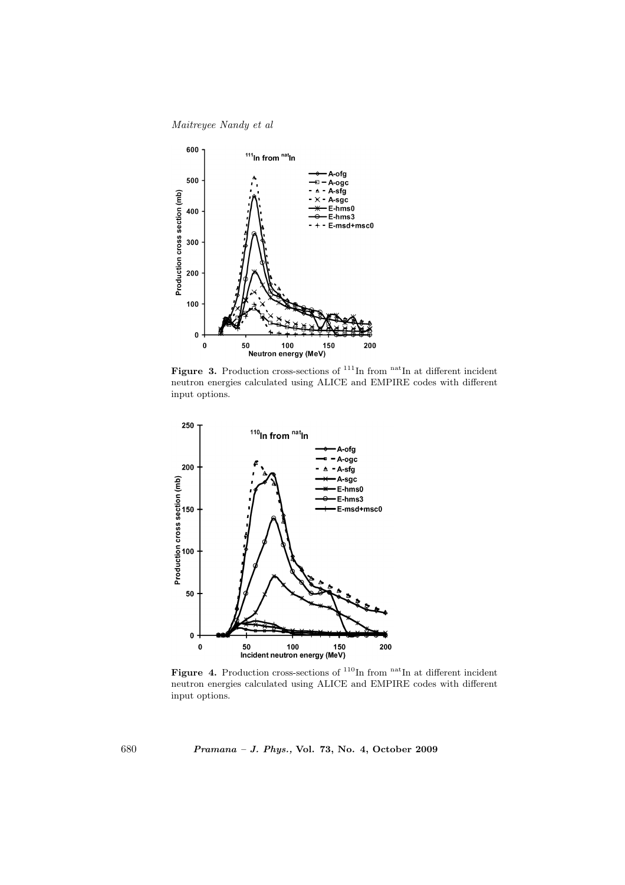**Figure 3.** Production cross-sections of $^{111}$In from $^{nat}$In at different incident neutron energies calculated using ALICE and EMPIRE codes with different input options.

**Figure 4.** Production cross-sections of $^{110}$In from $^{nat}$In at different incident neutron energies calculated using ALICE and EMPIRE codes with different input options.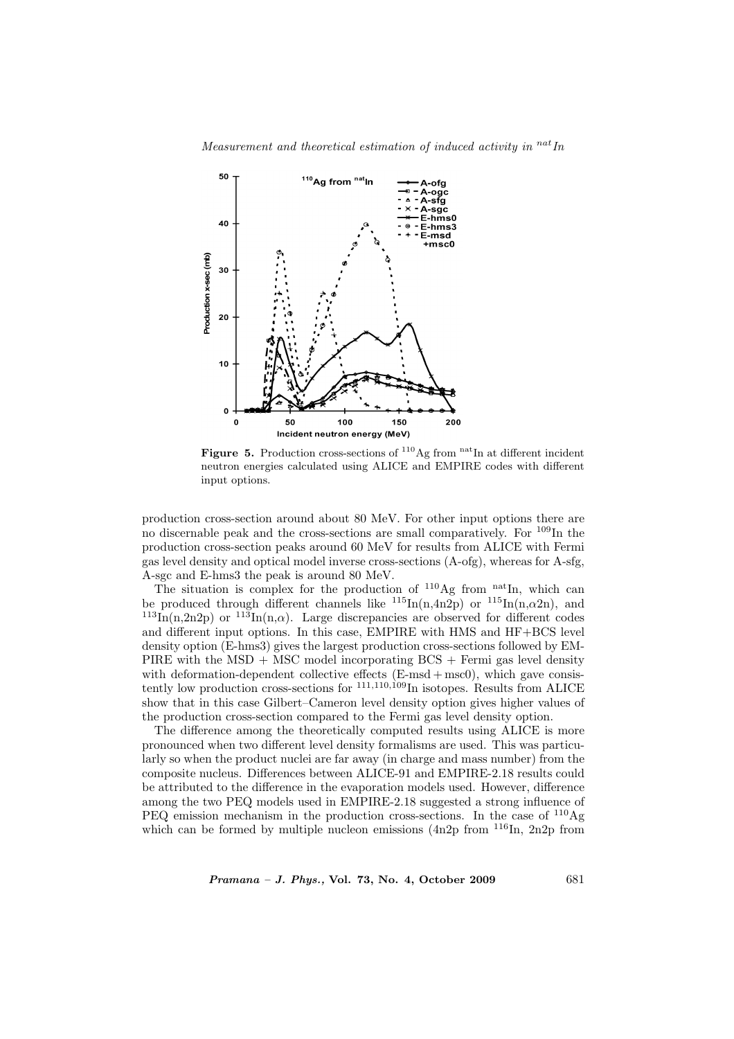**Figure 5.** Production cross-sections of $^{110}$Ag from $^{\text{nat}}$In at different incident neutron energies calculated using ALICE and EMPIRE codes with different input options.

production cross-section around about 80 MeV. For other input options there are no discernable peak and the cross-sections are small comparatively. For $^{109}$In the production cross-section peaks around 60 MeV for results from ALICE with Fermi gas level density and optical model inverse cross-sections (A-ofg), whereas for A-sfg, A-sgc and E-hms3 the peak is around 80 MeV.

The situation is complex for the production of $^{110}$Ag from $^{\text{nat}}$In, which can be produced through different channels like $^{115}$In(n,4n2p) or $^{115}$In(n,$\alpha$2n), and $^{113}$In(n,2n2p) or $^{113}$In(n,$\alpha$). Large discrepancies are observed for different codes and different input options. In this case, EMPIRE with HMS and HF+BCS level density option (E-hms3) gives the largest production cross-sections followed by EMPIRE with the MSD + MSC model incorporating BCS + Fermi gas level density with deformation-dependent collective effects (E-msd + msc0), which gave consistently low production cross-sections for $^{111,110,109}$In isotopes. Results from ALICE show that in this case Gilbert–Cameron level density option gives higher values of the production cross-section compared to the Fermi gas level density option.

The difference among the theoretically computed results using ALICE is more pronounced when two different level density formalisms are used. This was particularly so when the product nuclei are far away (in charge and mass number) from the composite nucleus. Differences between ALICE-91 and EMPIRE-2.18 results could be attributed to the difference in the evaporation models used. However, difference among the two PEQ models used in EMPIRE-2.18 suggested a strong influence of PEQ emission mechanism in the production cross-sections. In the case of $^{110}$Ag which can be formed by multiple nucleon emissions (4n2p from $^{116}$In, 2n2p from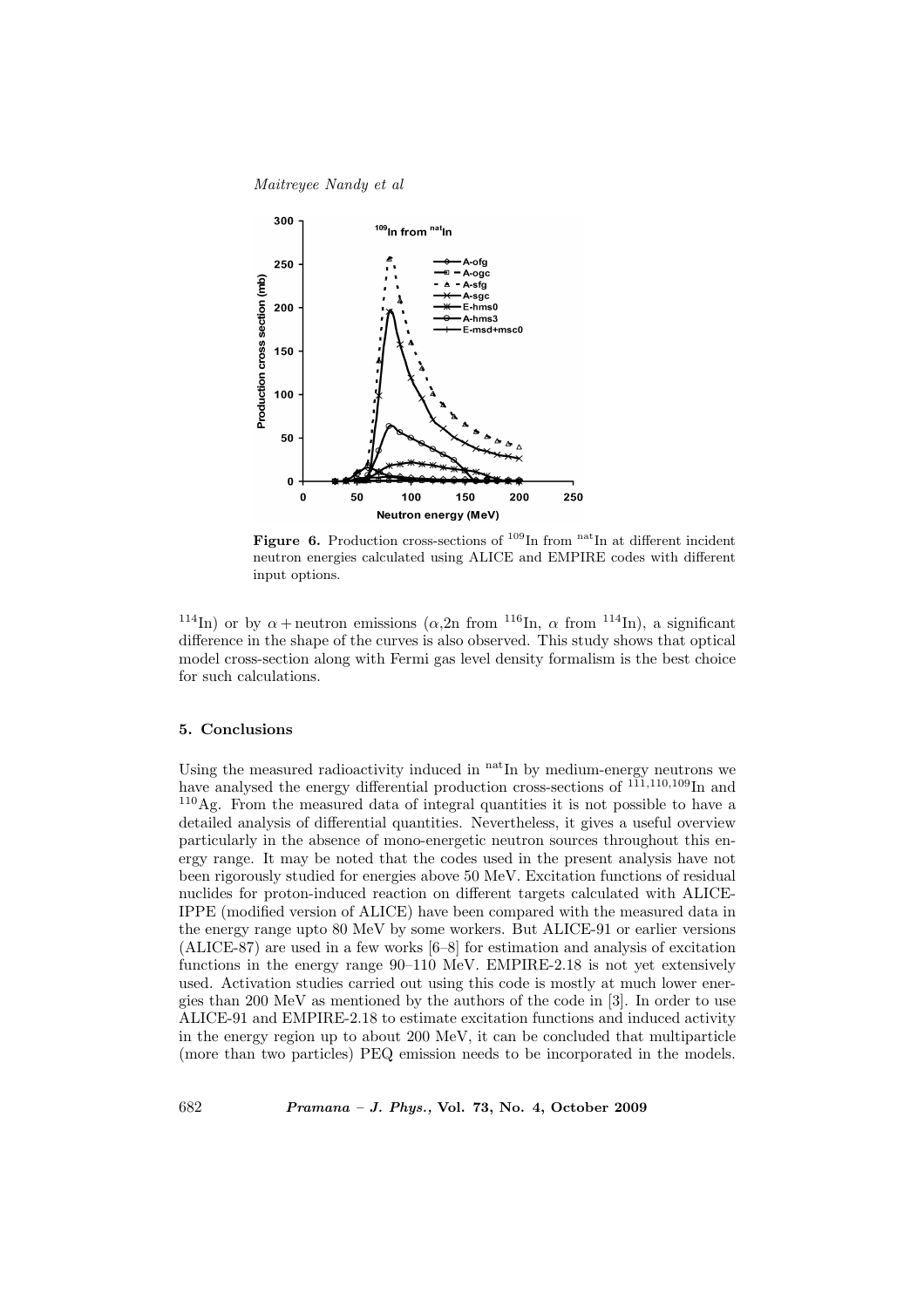**Figure 6.** Production cross-sections of $^{109}$In from $^{nat}$In at different incident neutron energies calculated using ALICE and EMPIRE codes with different input options.

$^{114}$In) or by $\alpha$ + neutron emissions ($\alpha$,2n from $^{116}$In, $\alpha$ from $^{114}$In), a significant difference in the shape of the curves is also observed. This study shows that optical model cross-section along with Fermi gas level density formalism is the best choice for such calculations.

## 5. Conclusions

Using the measured radioactivity induced in $^{nat}$In by medium-energy neutrons we have analysed the energy differential production cross-sections of $^{111,110,109}$In and $^{110}$Ag. From the measured data of integral quantities it is not possible to have a detailed analysis of differential quantities. Nevertheless, it gives a useful overview particularly in the absence of mono-energetic neutron sources throughout this energy range. It may be noted that the codes used in the present analysis have not been rigorously studied for energies above 50 MeV. Excitation functions of residual nuclides for proton-induced reaction on different targets calculated with ALICE-IPPE (modified version of ALICE) have been compared with the measured data in the energy range upto 80 MeV by some workers. But ALICE-91 or earlier versions (ALICE-87) are used in a few works [6–8] for estimation and analysis of excitation functions in the energy range 90–110 MeV. EMPIRE-2.18 is not yet extensively used. Activation studies carried out using this code is mostly at much lower energies than 200 MeV as mentioned by the authors of the code in [3]. In order to use ALICE-91 and EMPIRE-2.18 to estimate excitation functions and induced activity in the energy region up to about 200 MeV, it can be concluded that multiparticle (more than two particles) PEQ emission needs to be incorporated in the models.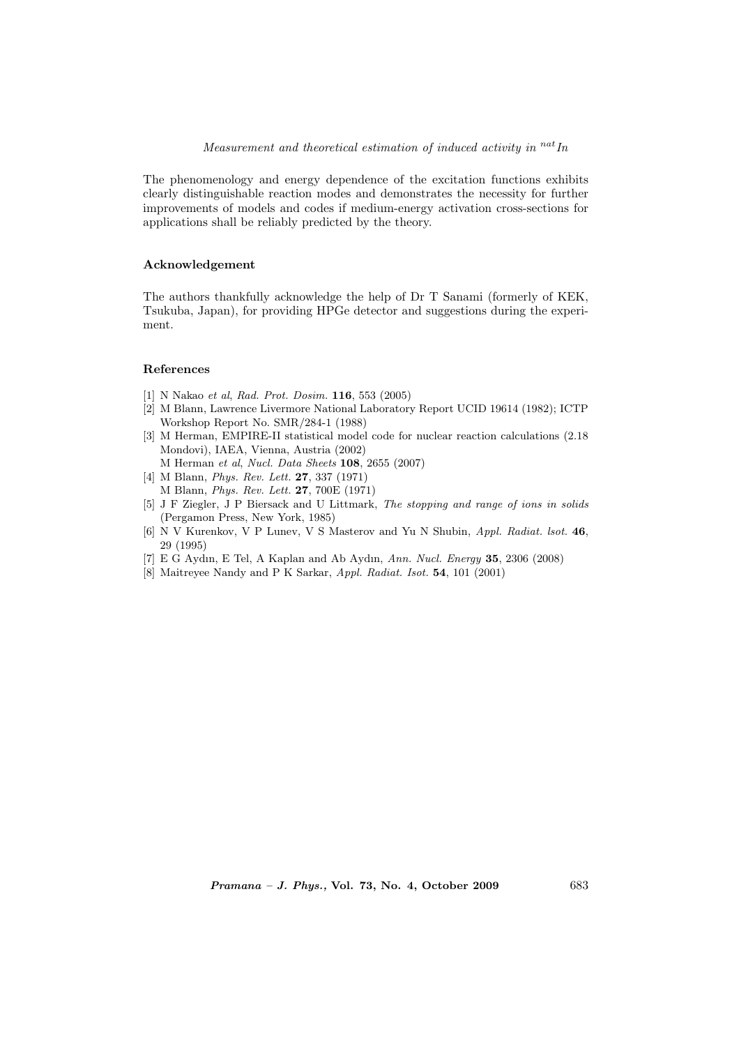The phenomenology and energy dependence of the excitation functions exhibits clearly distinguishable reaction modes and demonstrates the necessity for further improvements of models and codes if medium-energy activation cross-sections for applications shall be reliably predicted by the theory.

## Acknowledgement

The authors thankfully acknowledge the help of Dr T Sanami (formerly of KEK, Tsukuba, Japan), for providing HPGe detector and suggestions during the experiment.

## References

[1] N Nakao *et al*, *Rad. Prot. Dosim.* **116**, 553 (2005)

[2] M Blann, Lawrence Livermore National Laboratory Report UCID 19614 (1982); ICTP Workshop Report No. SMR/284-1 (1988)

[3] M Herman, EMPIRE-II statistical model code for nuclear reaction calculations (2.18 Mondovi), IAEA, Vienna, Austria (2002)
M Herman *et al*, *Nucl. Data Sheets* **108**, 2655 (2007)

[4] M Blann, *Phys. Rev. Lett.* **27**, 337 (1971)
M Blann, *Phys. Rev. Lett.* **27**, 700E (1971)

[5] J F Ziegler, J P Biersack and U Littmark, *The stopping and range of ions in solids* (Pergamon Press, New York, 1985)

[6] N V Kurenkov, V P Lunev, V S Masterov and Yu N Shubin, *Appl. Radiat. lsot.* **46**, 29 (1995)

[7] E G Aydın, E Tel, A Kaplan and Ab Aydın, *Ann. Nucl. Energy* **35**, 2306 (2008)

[8] Maitreyee Nandy and P K Sarkar, *Appl. Radiat. Isot.* **54**, 101 (2001)